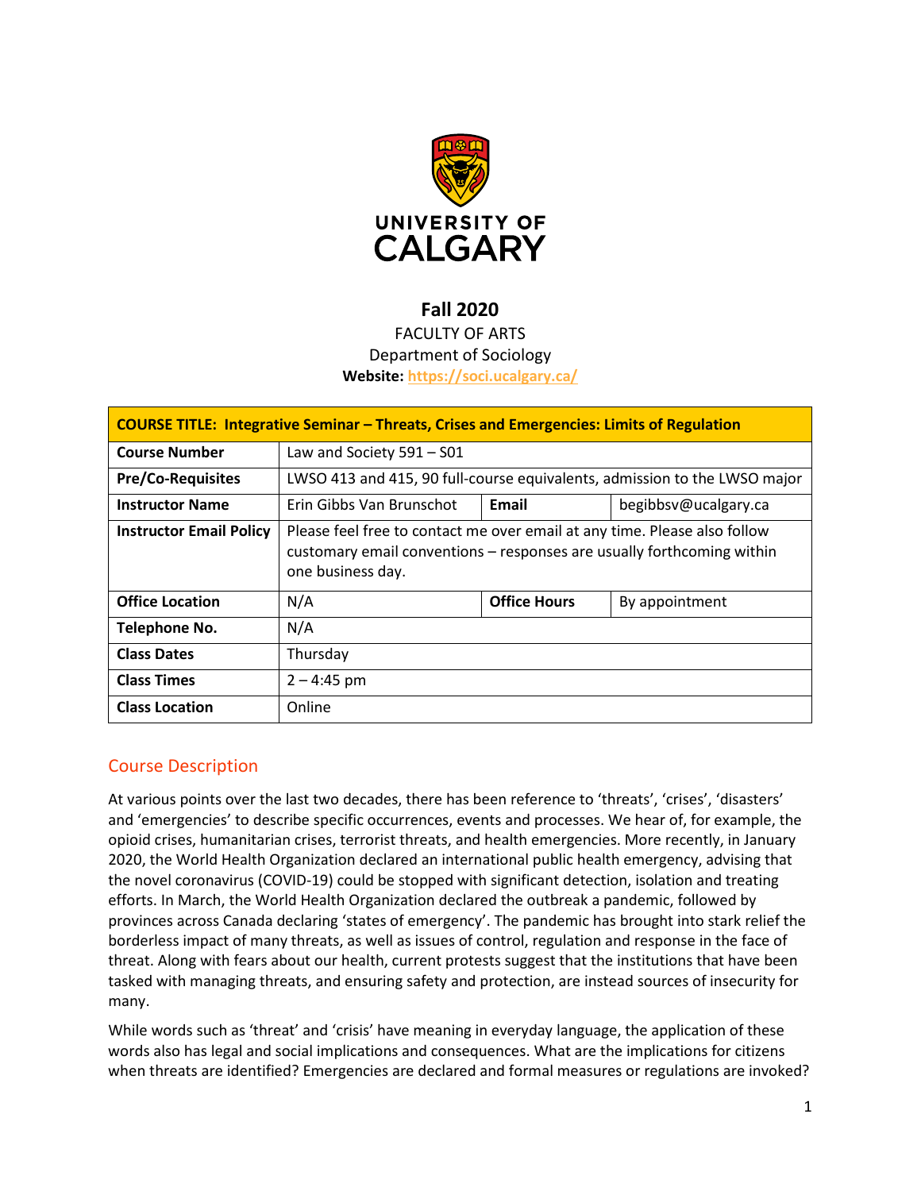UNIVERSITY OF CALGARY

**Fall 2020**

FACULTY OF ARTS

Department of Sociology

**Website:** https://soci.ucalgary.ca/

| **COURSE TITLE: Integrative Seminar – Threats, Crises and Emergencies: Limits of Regulation** | | | |
|---|---|---|---|
| **Course Number** | Law and Society 591 – S01 | | |
| **Pre/Co-Requisites** | LWSO 413 and 415, 90 full-course equivalents, admission to the LWSO major | | |
| **Instructor Name** | Erin Gibbs Van Brunschot | **Email** | begibbsv@ucalgary.ca |
| **Instructor Email Policy** | Please feel free to contact me over email at any time. Please also follow customary email conventions – responses are usually forthcoming within one business day. | | |
| **Office Location** | N/A | **Office Hours** | By appointment |
| **Telephone No.** | N/A | | |
| **Class Dates** | Thursday | | |
| **Class Times** | 2 – 4:45 pm | | |
| **Class Location** | Online | | |

## Course Description

At various points over the last two decades, there has been reference to 'threats', 'crises', 'disasters' and 'emergencies' to describe specific occurrences, events and processes. We hear of, for example, the opioid crises, humanitarian crises, terrorist threats, and health emergencies. More recently, in January 2020, the World Health Organization declared an international public health emergency, advising that the novel coronavirus (COVID-19) could be stopped with significant detection, isolation and treating efforts. In March, the World Health Organization declared the outbreak a pandemic, followed by provinces across Canada declaring 'states of emergency'. The pandemic has brought into stark relief the borderless impact of many threats, as well as issues of control, regulation and response in the face of threat. Along with fears about our health, current protests suggest that the institutions that have been tasked with managing threats, and ensuring safety and protection, are instead sources of insecurity for many.

While words such as 'threat' and 'crisis' have meaning in everyday language, the application of these words also has legal and social implications and consequences. What are the implications for citizens when threats are identified? Emergencies are declared and formal measures or regulations are invoked?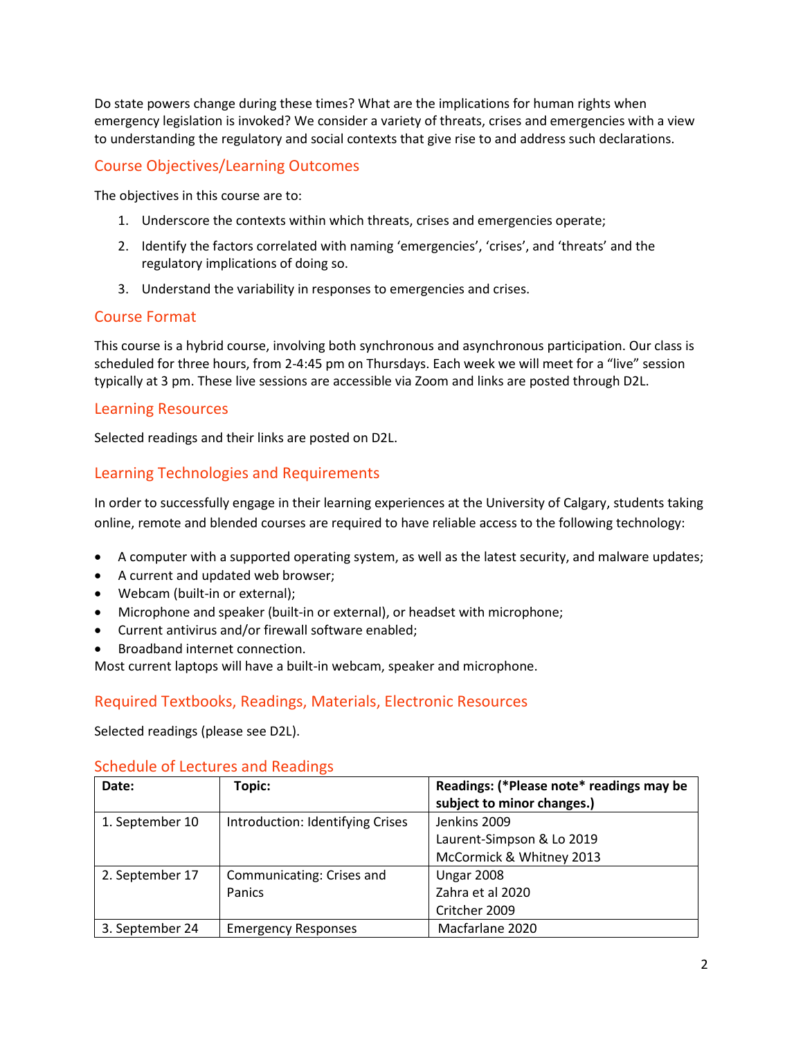Do state powers change during these times? What are the implications for human rights when emergency legislation is invoked? We consider a variety of threats, crises and emergencies with a view to understanding the regulatory and social contexts that give rise to and address such declarations.

## Course Objectives/Learning Outcomes

The objectives in this course are to:

1. Underscore the contexts within which threats, crises and emergencies operate;
2. Identify the factors correlated with naming 'emergencies', 'crises', and 'threats' and the regulatory implications of doing so.
3. Understand the variability in responses to emergencies and crises.

## Course Format

This course is a hybrid course, involving both synchronous and asynchronous participation. Our class is scheduled for three hours, from 2-4:45 pm on Thursdays. Each week we will meet for a "live" session typically at 3 pm. These live sessions are accessible via Zoom and links are posted through D2L.

## Learning Resources

Selected readings and their links are posted on D2L.

## Learning Technologies and Requirements

In order to successfully engage in their learning experiences at the University of Calgary, students taking online, remote and blended courses are required to have reliable access to the following technology:

- A computer with a supported operating system, as well as the latest security, and malware updates;
- A current and updated web browser;
- Webcam (built-in or external);
- Microphone and speaker (built-in or external), or headset with microphone;
- Current antivirus and/or firewall software enabled;
- Broadband internet connection.

Most current laptops will have a built-in webcam, speaker and microphone.

## Required Textbooks, Readings, Materials, Electronic Resources

Selected readings (please see D2L).

## Schedule of Lectures and Readings

| Date: | Topic: | Readings: (*Please note* readings may be subject to minor changes.) |
|---|---|---|
| 1. September 10 | Introduction: Identifying Crises | Jenkins 2009<br>Laurent-Simpson & Lo 2019<br>McCormick & Whitney 2013 |
| 2. September 17 | Communicating: Crises and Panics | Ungar 2008<br>Zahra et al 2020<br>Critcher 2009 |
| 3. September 24 | Emergency Responses | Macfarlane 2020 |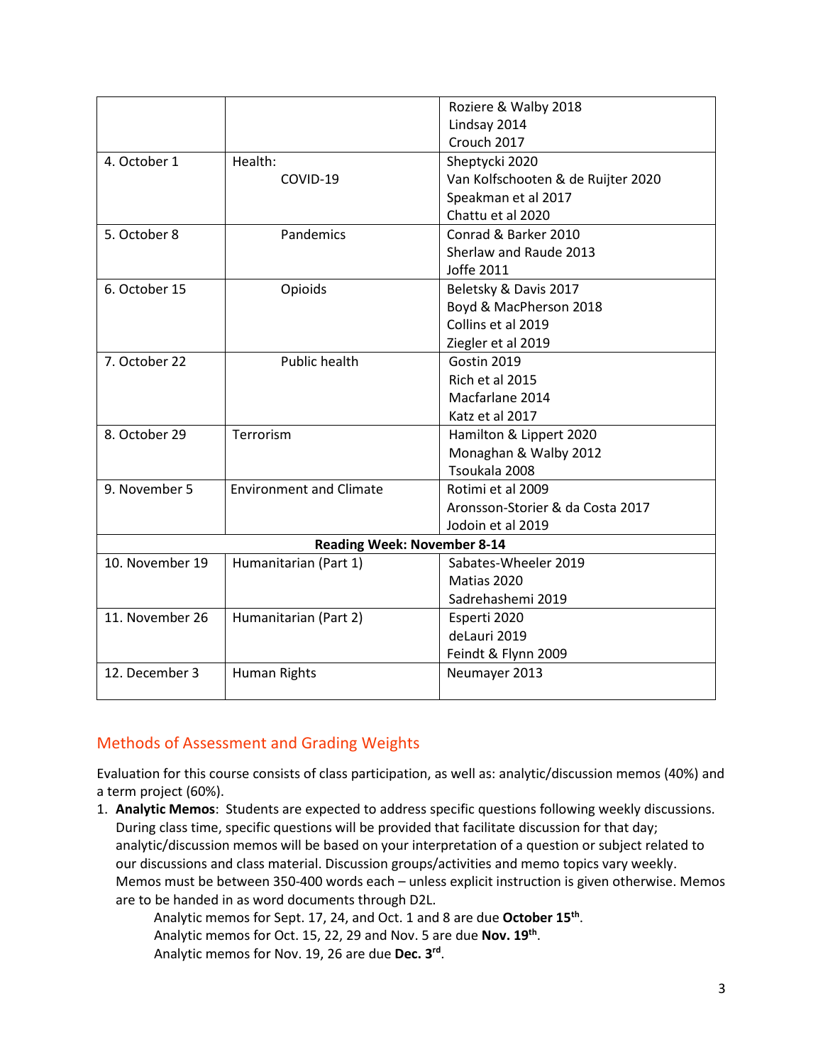| | | |
|---|---|---|
| | | Roziere & Walby 2018<br>Lindsay 2014<br>Crouch 2017 |
| 4. October 1 | Health:<br>COVID-19 | Sheptycki 2020<br>Van Kolfschooten & de Ruijter 2020<br>Speakman et al 2017<br>Chattu et al 2020 |
| 5. October 8 | Pandemics | Conrad & Barker 2010<br>Sherlaw and Raude 2013<br>Joffe 2011 |
| 6. October 15 | Opioids | Beletsky & Davis 2017<br>Boyd & MacPherson 2018<br>Collins et al 2019<br>Ziegler et al 2019 |
| 7. October 22 | Public health | Gostin 2019<br>Rich et al 2015<br>Macfarlane 2014<br>Katz et al 2017 |
| 8. October 29 | Terrorism | Hamilton & Lippert 2020<br>Monaghan & Walby 2012<br>Tsoukala 2008 |
| 9. November 5 | Environment and Climate | Rotimi et al 2009<br>Aronsson-Storier & da Costa 2017<br>Jodoin et al 2019 |
| **Reading Week: November 8-14** | | |
| 10. November 19 | Humanitarian (Part 1) | Sabates-Wheeler 2019<br>Matias 2020<br>Sadrehashemi 2019 |
| 11. November 26 | Humanitarian (Part 2) | Esperti 2020<br>deLauri 2019<br>Feindt & Flynn 2009 |
| 12. December 3 | Human Rights | Neumayer 2013 |

## Methods of Assessment and Grading Weights

Evaluation for this course consists of class participation, as well as: analytic/discussion memos (40%) and a term project (60%).

1. **Analytic Memos**: Students are expected to address specific questions following weekly discussions. During class time, specific questions will be provided that facilitate discussion for that day; analytic/discussion memos will be based on your interpretation of a question or subject related to our discussions and class material. Discussion groups/activities and memo topics vary weekly. Memos must be between 350-400 words each – unless explicit instruction is given otherwise. Memos are to be handed in as word documents through D2L.

   Analytic memos for Sept. 17, 24, and Oct. 1 and 8 are due **October 15th**.
   Analytic memos for Oct. 15, 22, 29 and Nov. 5 are due **Nov. 19th**.
   Analytic memos for Nov. 19, 26 are due **Dec. 3rd**.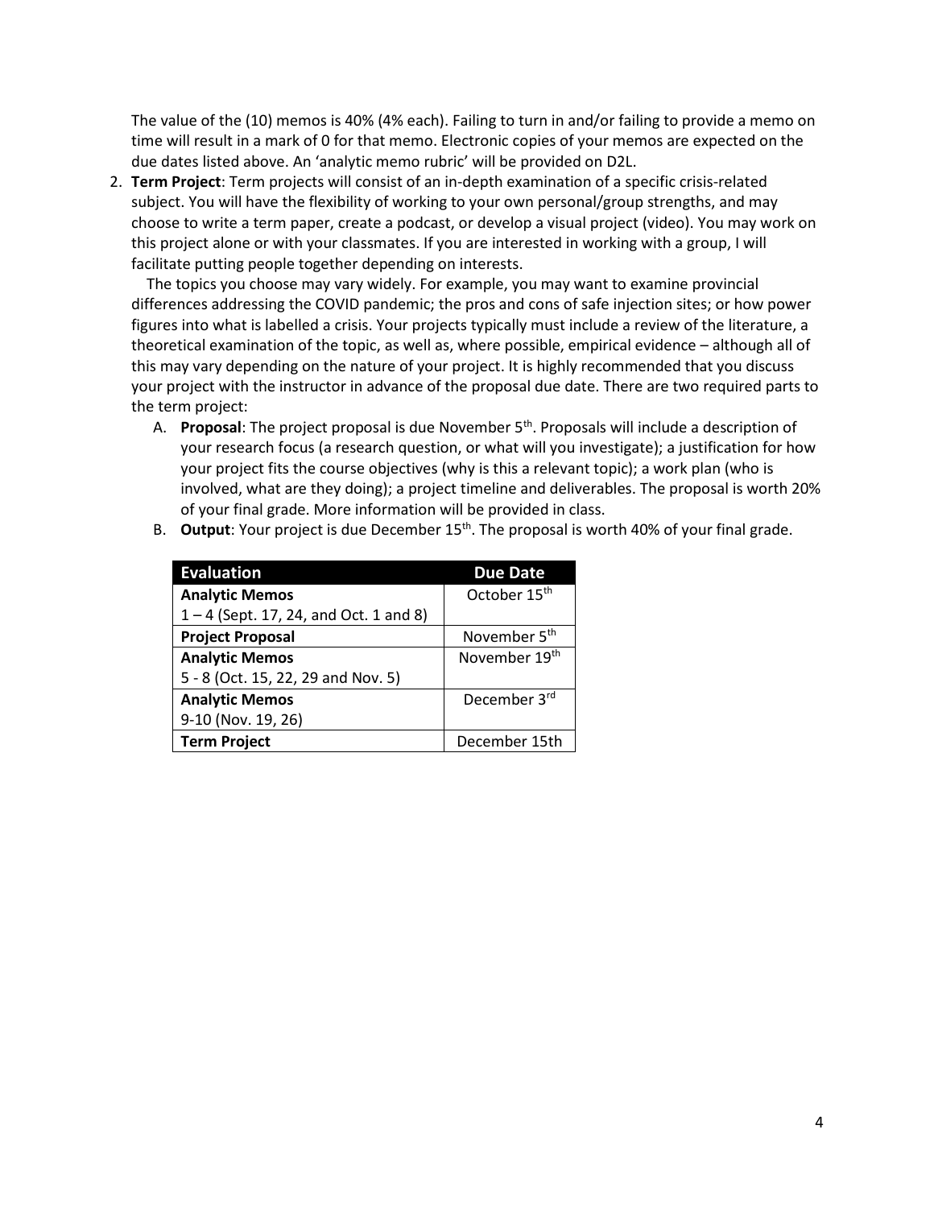The value of the (10) memos is 40% (4% each). Failing to turn in and/or failing to provide a memo on time will result in a mark of 0 for that memo. Electronic copies of your memos are expected on the due dates listed above. An 'analytic memo rubric' will be provided on D2L.

2. **Term Project**: Term projects will consist of an in-depth examination of a specific crisis-related subject. You will have the flexibility of working to your own personal/group strengths, and may choose to write a term paper, create a podcast, or develop a visual project (video). You may work on this project alone or with your classmates. If you are interested in working with a group, I will facilitate putting people together depending on interests.

   The topics you choose may vary widely. For example, you may want to examine provincial differences addressing the COVID pandemic; the pros and cons of safe injection sites; or how power figures into what is labelled a crisis. Your projects typically must include a review of the literature, a theoretical examination of the topic, as well as, where possible, empirical evidence – although all of this may vary depending on the nature of your project. It is highly recommended that you discuss your project with the instructor in advance of the proposal due date. There are two required parts to the term project:

   A. **Proposal**: The project proposal is due November 5th. Proposals will include a description of your research focus (a research question, or what will you investigate); a justification for how your project fits the course objectives (why is this a relevant topic); a work plan (who is involved, what are they doing); a project timeline and deliverables. The proposal is worth 20% of your final grade. More information will be provided in class.

   B. **Output**: Your project is due December 15th. The proposal is worth 40% of your final grade.

| Evaluation | Due Date |
|---|---|
| **Analytic Memos**<br>1 – 4 (Sept. 17, 24, and Oct. 1 and 8) | October 15th |
| **Project Proposal** | November 5th |
| **Analytic Memos**<br>5 - 8 (Oct. 15, 22, 29 and Nov. 5) | November 19th |
| **Analytic Memos**<br>9-10 (Nov. 19, 26) | December 3rd |
| **Term Project** | December 15th |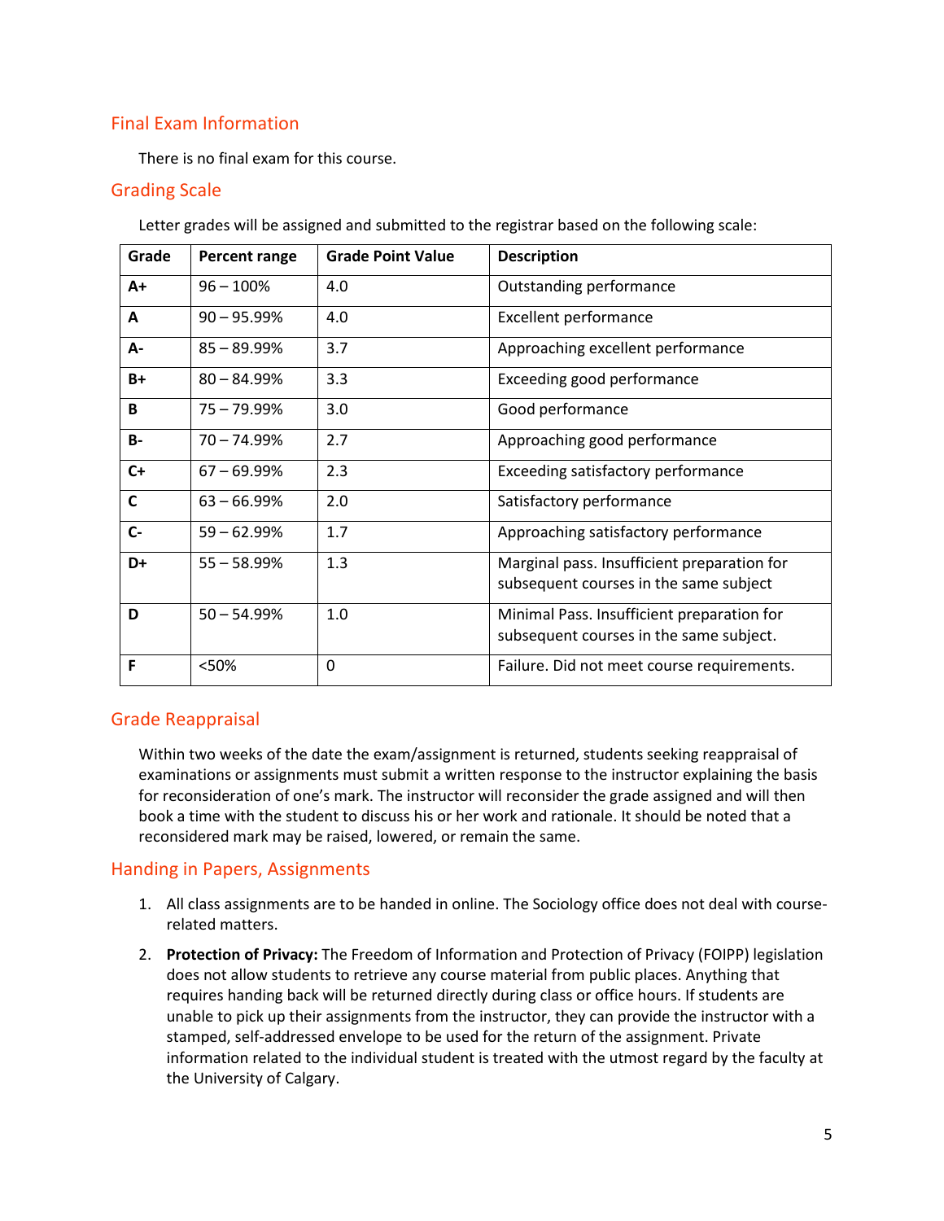## Final Exam Information

There is no final exam for this course.

## Grading Scale

Letter grades will be assigned and submitted to the registrar based on the following scale:

| Grade | Percent range | Grade Point Value | Description |
|---|---|---|---|
| **A+** | 96 – 100% | 4.0 | Outstanding performance |
| **A** | 90 – 95.99% | 4.0 | Excellent performance |
| **A-** | 85 – 89.99% | 3.7 | Approaching excellent performance |
| **B+** | 80 – 84.99% | 3.3 | Exceeding good performance |
| **B** | 75 – 79.99% | 3.0 | Good performance |
| **B-** | 70 – 74.99% | 2.7 | Approaching good performance |
| **C+** | 67 – 69.99% | 2.3 | Exceeding satisfactory performance |
| **C** | 63 – 66.99% | 2.0 | Satisfactory performance |
| **C-** | 59 – 62.99% | 1.7 | Approaching satisfactory performance |
| **D+** | 55 – 58.99% | 1.3 | Marginal pass. Insufficient preparation for subsequent courses in the same subject |
| **D** | 50 – 54.99% | 1.0 | Minimal Pass. Insufficient preparation for subsequent courses in the same subject. |
| **F** | <50% | 0 | Failure. Did not meet course requirements. |

## Grade Reappraisal

Within two weeks of the date the exam/assignment is returned, students seeking reappraisal of examinations or assignments must submit a written response to the instructor explaining the basis for reconsideration of one's mark. The instructor will reconsider the grade assigned and will then book a time with the student to discuss his or her work and rationale. It should be noted that a reconsidered mark may be raised, lowered, or remain the same.

## Handing in Papers, Assignments

1. All class assignments are to be handed in online. The Sociology office does not deal with course-related matters.
2. **Protection of Privacy:** The Freedom of Information and Protection of Privacy (FOIPP) legislation does not allow students to retrieve any course material from public places. Anything that requires handing back will be returned directly during class or office hours. If students are unable to pick up their assignments from the instructor, they can provide the instructor with a stamped, self-addressed envelope to be used for the return of the assignment. Private information related to the individual student is treated with the utmost regard by the faculty at the University of Calgary.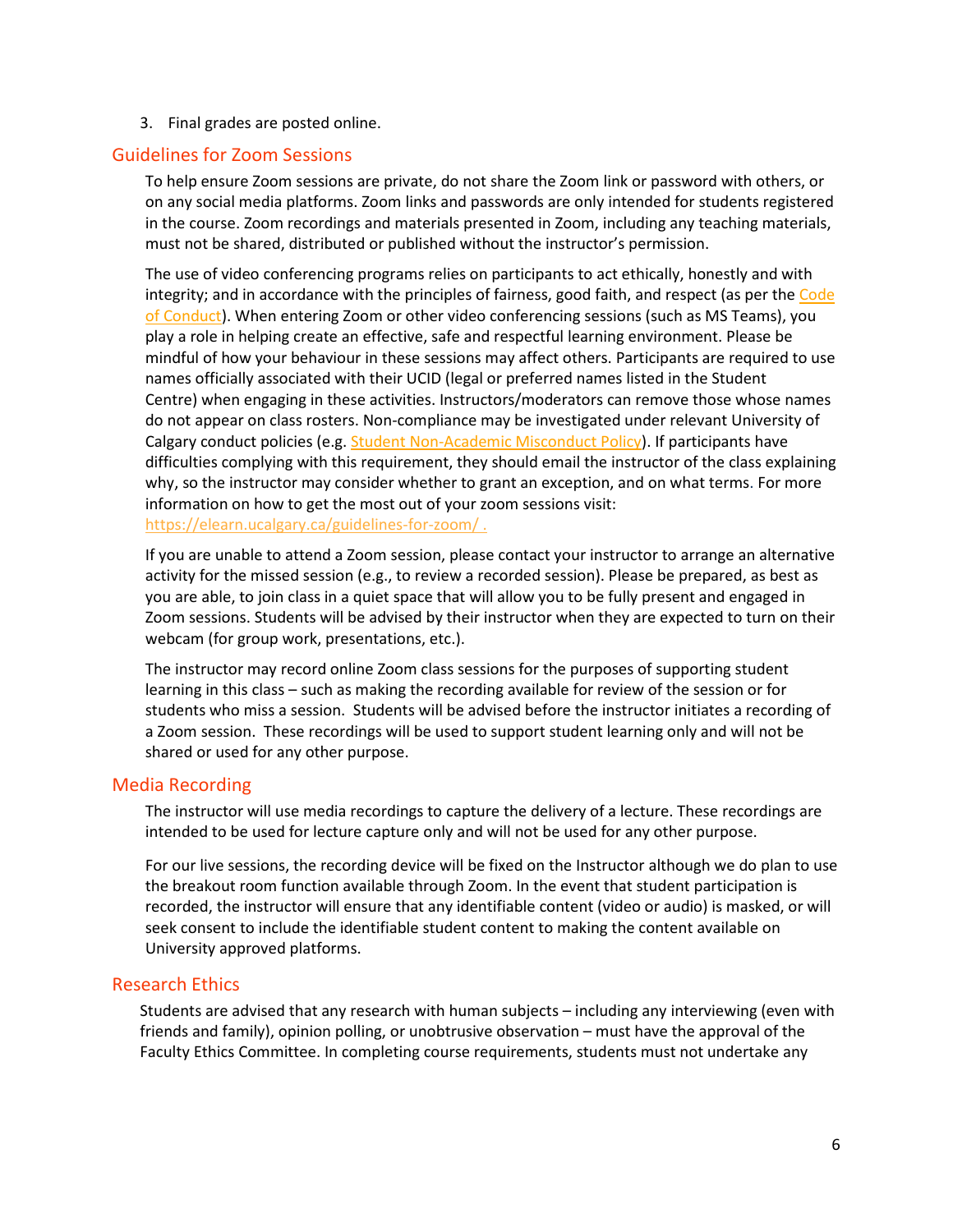3. Final grades are posted online.

## Guidelines for Zoom Sessions

To help ensure Zoom sessions are private, do not share the Zoom link or password with others, or on any social media platforms. Zoom links and passwords are only intended for students registered in the course. Zoom recordings and materials presented in Zoom, including any teaching materials, must not be shared, distributed or published without the instructor's permission.

The use of video conferencing programs relies on participants to act ethically, honestly and with integrity; and in accordance with the principles of fairness, good faith, and respect (as per the Code of Conduct). When entering Zoom or other video conferencing sessions (such as MS Teams), you play a role in helping create an effective, safe and respectful learning environment. Please be mindful of how your behaviour in these sessions may affect others. Participants are required to use names officially associated with their UCID (legal or preferred names listed in the Student Centre) when engaging in these activities. Instructors/moderators can remove those whose names do not appear on class rosters. Non-compliance may be investigated under relevant University of Calgary conduct policies (e.g. Student Non-Academic Misconduct Policy). If participants have difficulties complying with this requirement, they should email the instructor of the class explaining why, so the instructor may consider whether to grant an exception, and on what terms. For more information on how to get the most out of your zoom sessions visit: https://elearn.ucalgary.ca/guidelines-for-zoom/ .

If you are unable to attend a Zoom session, please contact your instructor to arrange an alternative activity for the missed session (e.g., to review a recorded session). Please be prepared, as best as you are able, to join class in a quiet space that will allow you to be fully present and engaged in Zoom sessions. Students will be advised by their instructor when they are expected to turn on their webcam (for group work, presentations, etc.).

The instructor may record online Zoom class sessions for the purposes of supporting student learning in this class – such as making the recording available for review of the session or for students who miss a session. Students will be advised before the instructor initiates a recording of a Zoom session. These recordings will be used to support student learning only and will not be shared or used for any other purpose.

## Media Recording

The instructor will use media recordings to capture the delivery of a lecture. These recordings are intended to be used for lecture capture only and will not be used for any other purpose.

For our live sessions, the recording device will be fixed on the Instructor although we do plan to use the breakout room function available through Zoom. In the event that student participation is recorded, the instructor will ensure that any identifiable content (video or audio) is masked, or will seek consent to include the identifiable student content to making the content available on University approved platforms.

## Research Ethics

Students are advised that any research with human subjects – including any interviewing (even with friends and family), opinion polling, or unobtrusive observation – must have the approval of the Faculty Ethics Committee. In completing course requirements, students must not undertake any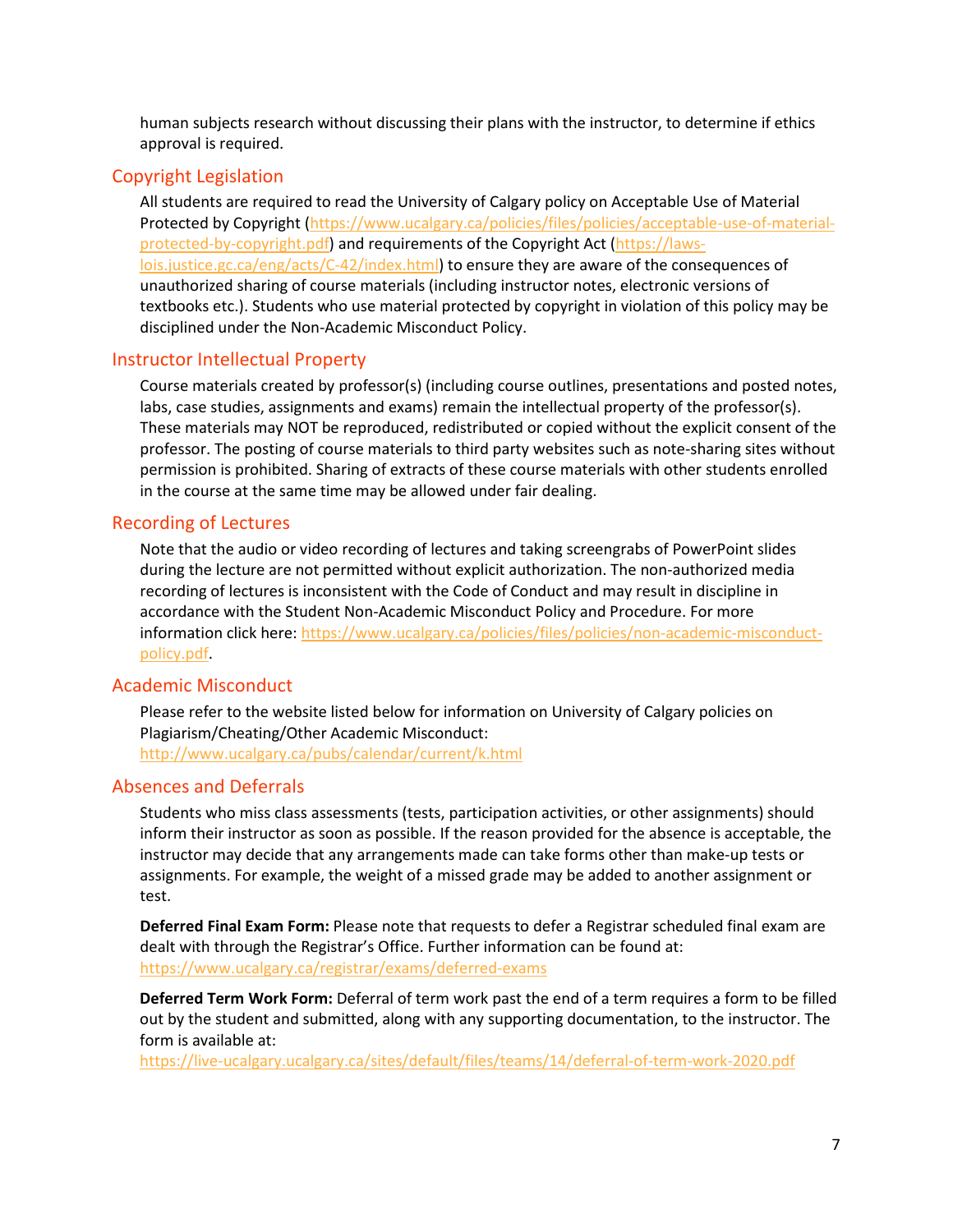human subjects research without discussing their plans with the instructor, to determine if ethics approval is required.

## Copyright Legislation

All students are required to read the University of Calgary policy on Acceptable Use of Material Protected by Copyright (https://www.ucalgary.ca/policies/files/policies/acceptable-use-of-material-protected-by-copyright.pdf) and requirements of the Copyright Act (https://laws-lois.justice.gc.ca/eng/acts/C-42/index.html) to ensure they are aware of the consequences of unauthorized sharing of course materials (including instructor notes, electronic versions of textbooks etc.). Students who use material protected by copyright in violation of this policy may be disciplined under the Non-Academic Misconduct Policy.

## Instructor Intellectual Property

Course materials created by professor(s) (including course outlines, presentations and posted notes, labs, case studies, assignments and exams) remain the intellectual property of the professor(s). These materials may NOT be reproduced, redistributed or copied without the explicit consent of the professor. The posting of course materials to third party websites such as note-sharing sites without permission is prohibited. Sharing of extracts of these course materials with other students enrolled in the course at the same time may be allowed under fair dealing.

## Recording of Lectures

Note that the audio or video recording of lectures and taking screengrabs of PowerPoint slides during the lecture are not permitted without explicit authorization. The non-authorized media recording of lectures is inconsistent with the Code of Conduct and may result in discipline in accordance with the Student Non-Academic Misconduct Policy and Procedure. For more information click here: https://www.ucalgary.ca/policies/files/policies/non-academic-misconduct-policy.pdf.

## Academic Misconduct

Please refer to the website listed below for information on University of Calgary policies on Plagiarism/Cheating/Other Academic Misconduct:
http://www.ucalgary.ca/pubs/calendar/current/k.html

## Absences and Deferrals

Students who miss class assessments (tests, participation activities, or other assignments) should inform their instructor as soon as possible. If the reason provided for the absence is acceptable, the instructor may decide that any arrangements made can take forms other than make-up tests or assignments. For example, the weight of a missed grade may be added to another assignment or test.

**Deferred Final Exam Form:** Please note that requests to defer a Registrar scheduled final exam are dealt with through the Registrar's Office. Further information can be found at:
https://www.ucalgary.ca/registrar/exams/deferred-exams

**Deferred Term Work Form:** Deferral of term work past the end of a term requires a form to be filled out by the student and submitted, along with any supporting documentation, to the instructor. The form is available at:
https://live-ucalgary.ucalgary.ca/sites/default/files/teams/14/deferral-of-term-work-2020.pdf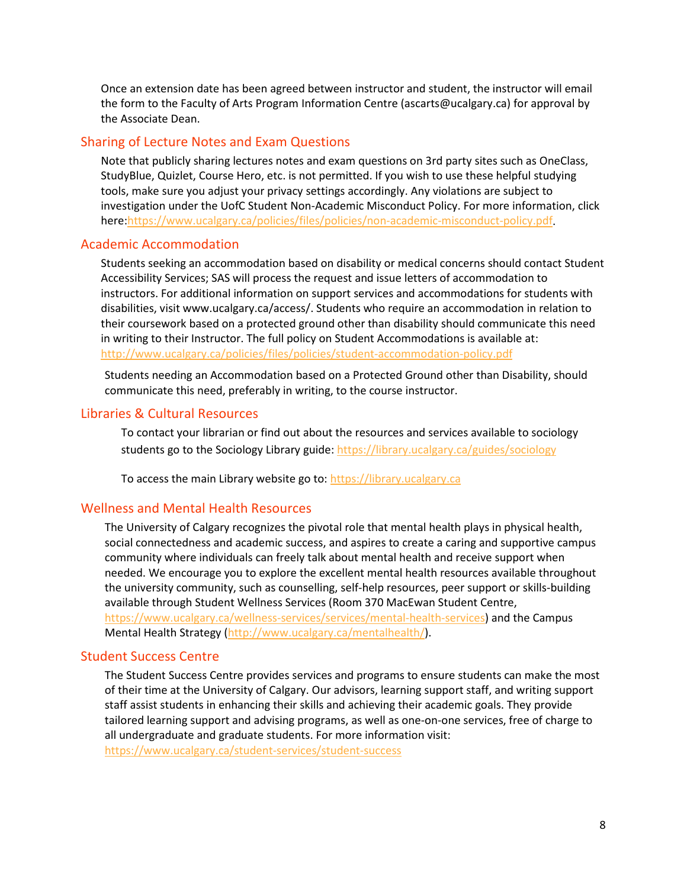Once an extension date has been agreed between instructor and student, the instructor will email the form to the Faculty of Arts Program Information Centre (ascarts@ucalgary.ca) for approval by the Associate Dean.

## Sharing of Lecture Notes and Exam Questions

Note that publicly sharing lectures notes and exam questions on 3rd party sites such as OneClass, StudyBlue, Quizlet, Course Hero, etc. is not permitted. If you wish to use these helpful studying tools, make sure you adjust your privacy settings accordingly. Any violations are subject to investigation under the UofC Student Non-Academic Misconduct Policy. For more information, click here:https://www.ucalgary.ca/policies/files/policies/non-academic-misconduct-policy.pdf.

## Academic Accommodation

Students seeking an accommodation based on disability or medical concerns should contact Student Accessibility Services; SAS will process the request and issue letters of accommodation to instructors. For additional information on support services and accommodations for students with disabilities, visit www.ucalgary.ca/access/. Students who require an accommodation in relation to their coursework based on a protected ground other than disability should communicate this need in writing to their Instructor. The full policy on Student Accommodations is available at: http://www.ucalgary.ca/policies/files/policies/student-accommodation-policy.pdf

Students needing an Accommodation based on a Protected Ground other than Disability, should communicate this need, preferably in writing, to the course instructor.

## Libraries & Cultural Resources

To contact your librarian or find out about the resources and services available to sociology students go to the Sociology Library guide: https://library.ucalgary.ca/guides/sociology

To access the main Library website go to: https://library.ucalgary.ca

## Wellness and Mental Health Resources

The University of Calgary recognizes the pivotal role that mental health plays in physical health, social connectedness and academic success, and aspires to create a caring and supportive campus community where individuals can freely talk about mental health and receive support when needed. We encourage you to explore the excellent mental health resources available throughout the university community, such as counselling, self-help resources, peer support or skills-building available through Student Wellness Services (Room 370 MacEwan Student Centre, https://www.ucalgary.ca/wellness-services/services/mental-health-services) and the Campus Mental Health Strategy (http://www.ucalgary.ca/mentalhealth/).

## Student Success Centre

The Student Success Centre provides services and programs to ensure students can make the most of their time at the University of Calgary. Our advisors, learning support staff, and writing support staff assist students in enhancing their skills and achieving their academic goals. They provide tailored learning support and advising programs, as well as one-on-one services, free of charge to all undergraduate and graduate students. For more information visit: https://www.ucalgary.ca/student-services/student-success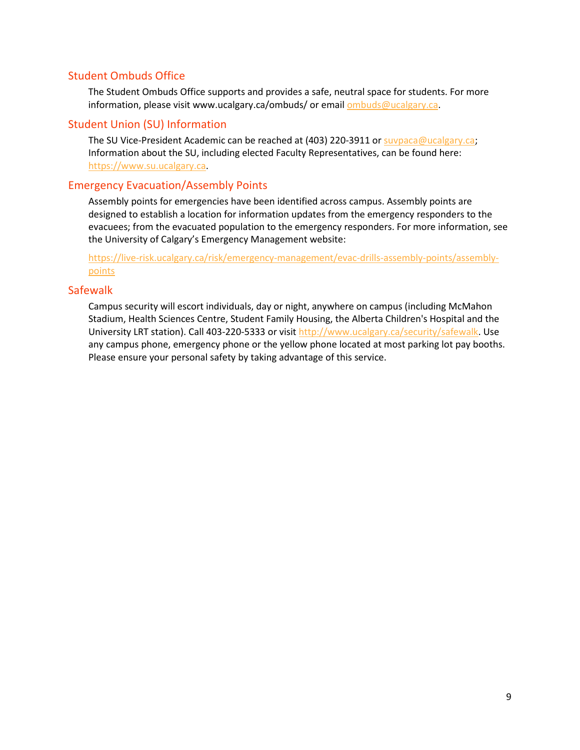## Student Ombuds Office

The Student Ombuds Office supports and provides a safe, neutral space for students. For more information, please visit www.ucalgary.ca/ombuds/ or email ombuds@ucalgary.ca.

## Student Union (SU) Information

The SU Vice-President Academic can be reached at (403) 220-3911 or suvpaca@ucalgary.ca; Information about the SU, including elected Faculty Representatives, can be found here: https://www.su.ucalgary.ca.

## Emergency Evacuation/Assembly Points

Assembly points for emergencies have been identified across campus. Assembly points are designed to establish a location for information updates from the emergency responders to the evacuees; from the evacuated population to the emergency responders. For more information, see the University of Calgary's Emergency Management website:

https://live-risk.ucalgary.ca/risk/emergency-management/evac-drills-assembly-points/assembly-points

## Safewalk

Campus security will escort individuals, day or night, anywhere on campus (including McMahon Stadium, Health Sciences Centre, Student Family Housing, the Alberta Children's Hospital and the University LRT station). Call 403-220-5333 or visit http://www.ucalgary.ca/security/safewalk. Use any campus phone, emergency phone or the yellow phone located at most parking lot pay booths. Please ensure your personal safety by taking advantage of this service.